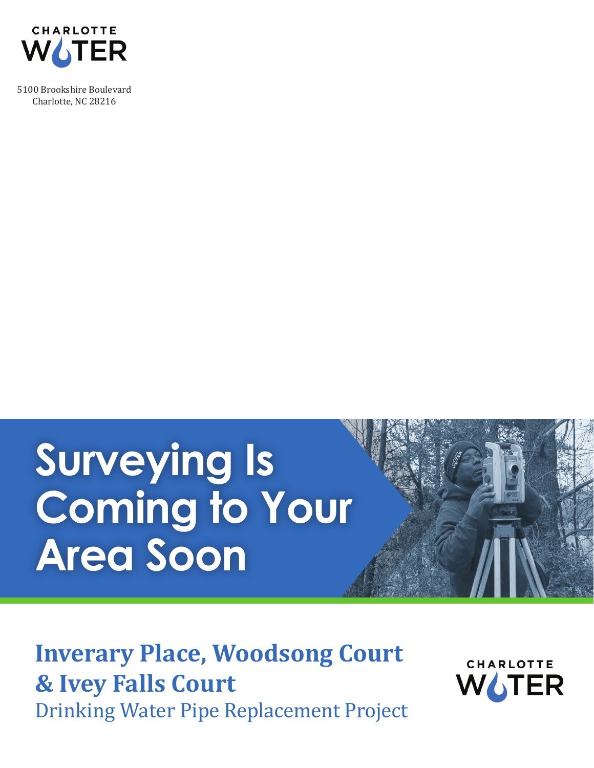CHARLOTTE WATER

5100 Brookshire Boulevard
Charlotte, NC 28216

# Surveying Is Coming to Your Area Soon

## Inverary Place, Woodsong Court & Ivey Falls Court

Drinking Water Pipe Replacement Project

CHARLOTTE WATER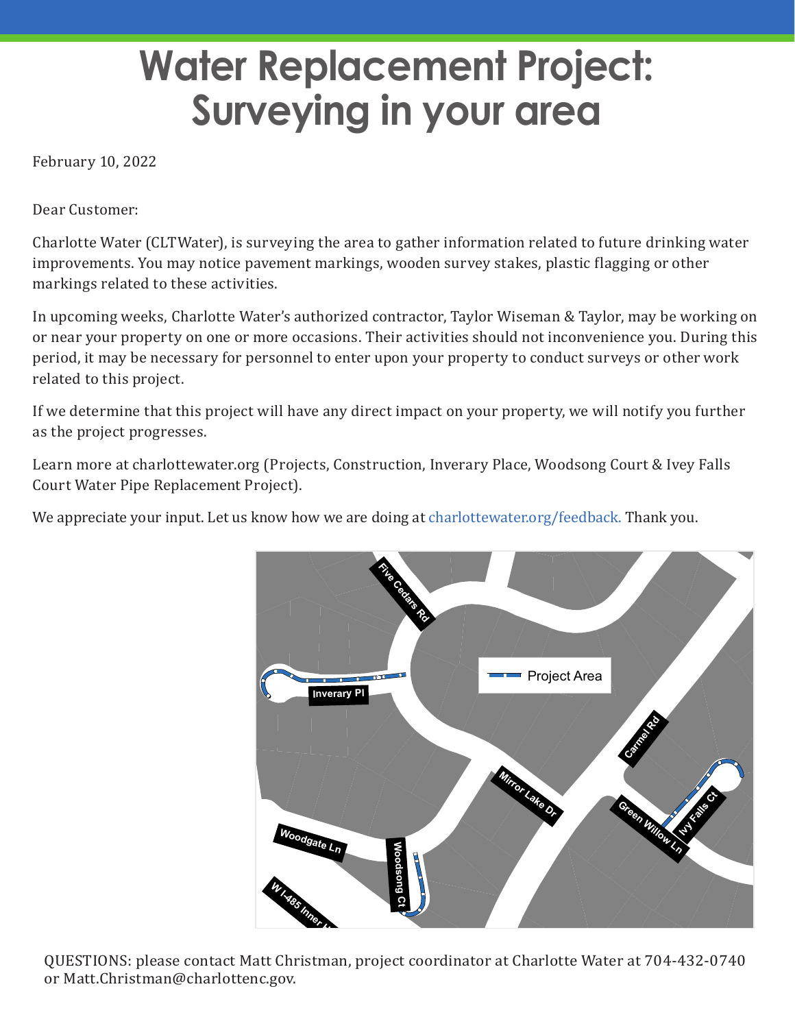# Water Replacement Project: Surveying in your area

February 10, 2022

Dear Customer:

Charlotte Water (CLTWater), is surveying the area to gather information related to future drinking water improvements. You may notice pavement markings, wooden survey stakes, plastic flagging or other markings related to these activities.

In upcoming weeks, Charlotte Water's authorized contractor, Taylor Wiseman & Taylor, may be working on or near your property on one or more occasions. Their activities should not inconvenience you. During this period, it may be necessary for personnel to enter upon your property to conduct surveys or other work related to this project.

If we determine that this project will have any direct impact on your property, we will notify you further as the project progresses.

Learn more at charlottewater.org (Projects, Construction, Inverary Place, Woodsong Court & Ivey Falls Court Water Pipe Replacement Project).

We appreciate your input. Let us know how we are doing at charlottewater.org/feedback. Thank you.

Five Cedars Rd
Project Area
Inverary Pl
Carmel Rd
Mirror Lake Dr
Ivy Falls Ct
Green Willow Ln
Woodgate Ln
Woodsong Ct
W I-485 Inner H

QUESTIONS: please contact Matt Christman, project coordinator at Charlotte Water at 704-432-0740 or Matt.Christman@charlottenc.gov.